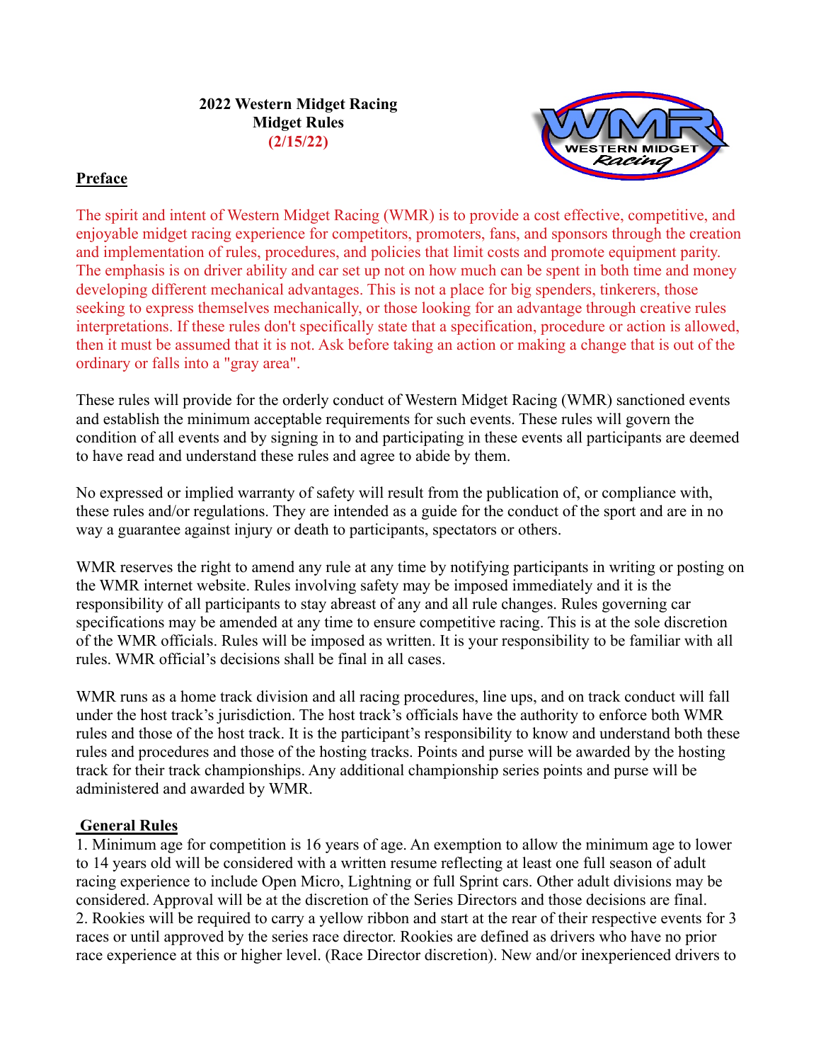**2022 Western Midget Racing**
**Midget Rules**
**(2/15/22)**

## Preface

The spirit and intent of Western Midget Racing (WMR) is to provide a cost effective, competitive, and enjoyable midget racing experience for competitors, promoters, fans, and sponsors through the creation and implementation of rules, procedures, and policies that limit costs and promote equipment parity. The emphasis is on driver ability and car set up not on how much can be spent in both time and money developing different mechanical advantages. This is not a place for big spenders, tinkerers, those seeking to express themselves mechanically, or those looking for an advantage through creative rules interpretations. If these rules don't specifically state that a specification, procedure or action is allowed, then it must be assumed that it is not. Ask before taking an action or making a change that is out of the ordinary or falls into a "gray area".

These rules will provide for the orderly conduct of Western Midget Racing (WMR) sanctioned events and establish the minimum acceptable requirements for such events. These rules will govern the condition of all events and by signing in to and participating in these events all participants are deemed to have read and understand these rules and agree to abide by them.

No expressed or implied warranty of safety will result from the publication of, or compliance with, these rules and/or regulations. They are intended as a guide for the conduct of the sport and are in no way a guarantee against injury or death to participants, spectators or others.

WMR reserves the right to amend any rule at any time by notifying participants in writing or posting on the WMR internet website. Rules involving safety may be imposed immediately and it is the responsibility of all participants to stay abreast of any and all rule changes. Rules governing car specifications may be amended at any time to ensure competitive racing. This is at the sole discretion of the WMR officials. Rules will be imposed as written. It is your responsibility to be familiar with all rules. WMR official's decisions shall be final in all cases.

WMR runs as a home track division and all racing procedures, line ups, and on track conduct will fall under the host track's jurisdiction. The host track's officials have the authority to enforce both WMR rules and those of the host track. It is the participant's responsibility to know and understand both these rules and procedures and those of the hosting tracks. Points and purse will be awarded by the hosting track for their track championships. Any additional championship series points and purse will be administered and awarded by WMR.

## General Rules

1. Minimum age for competition is 16 years of age. An exemption to allow the minimum age to lower to 14 years old will be considered with a written resume reflecting at least one full season of adult racing experience to include Open Micro, Lightning or full Sprint cars. Other adult divisions may be considered. Approval will be at the discretion of the Series Directors and those decisions are final.
2. Rookies will be required to carry a yellow ribbon and start at the rear of their respective events for 3 races or until approved by the series race director. Rookies are defined as drivers who have no prior race experience at this or higher level. (Race Director discretion). New and/or inexperienced drivers to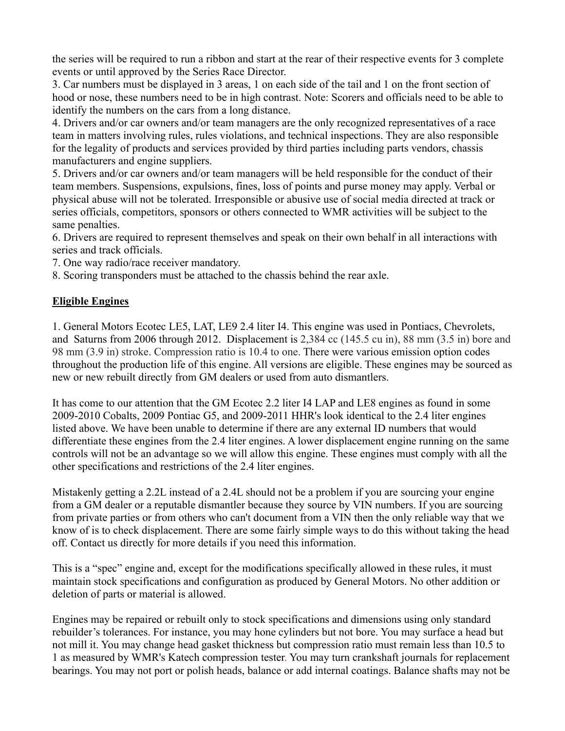the series will be required to run a ribbon and start at the rear of their respective events for 3 complete events or until approved by the Series Race Director.

3. Car numbers must be displayed in 3 areas, 1 on each side of the tail and 1 on the front section of hood or nose, these numbers need to be in high contrast. Note: Scorers and officials need to be able to identify the numbers on the cars from a long distance.

4. Drivers and/or car owners and/or team managers are the only recognized representatives of a race team in matters involving rules, rules violations, and technical inspections. They are also responsible for the legality of products and services provided by third parties including parts vendors, chassis manufacturers and engine suppliers.

5. Drivers and/or car owners and/or team managers will be held responsible for the conduct of their team members. Suspensions, expulsions, fines, loss of points and purse money may apply. Verbal or physical abuse will not be tolerated. Irresponsible or abusive use of social media directed at track or series officials, competitors, sponsors or others connected to WMR activities will be subject to the same penalties.

6. Drivers are required to represent themselves and speak on their own behalf in all interactions with series and track officials.

7. One way radio/race receiver mandatory.

8. Scoring transponders must be attached to the chassis behind the rear axle.

## Eligible Engines

1. General Motors Ecotec LE5, LAT, LE9 2.4 liter I4. This engine was used in Pontiacs, Chevrolets, and Saturns from 2006 through 2012. Displacement is 2,384 cc (145.5 cu in), 88 mm (3.5 in) bore and 98 mm (3.9 in) stroke. Compression ratio is 10.4 to one. There were various emission option codes throughout the production life of this engine. All versions are eligible. These engines may be sourced as new or new rebuilt directly from GM dealers or used from auto dismantlers.

It has come to our attention that the GM Ecotec 2.2 liter I4 LAP and LE8 engines as found in some 2009-2010 Cobalts, 2009 Pontiac G5, and 2009-2011 HHR's look identical to the 2.4 liter engines listed above. We have been unable to determine if there are any external ID numbers that would differentiate these engines from the 2.4 liter engines. A lower displacement engine running on the same controls will not be an advantage so we will allow this engine. These engines must comply with all the other specifications and restrictions of the 2.4 liter engines.

Mistakenly getting a 2.2L instead of a 2.4L should not be a problem if you are sourcing your engine from a GM dealer or a reputable dismantler because they source by VIN numbers. If you are sourcing from private parties or from others who can't document from a VIN then the only reliable way that we know of is to check displacement. There are some fairly simple ways to do this without taking the head off. Contact us directly for more details if you need this information.

This is a "spec" engine and, except for the modifications specifically allowed in these rules, it must maintain stock specifications and configuration as produced by General Motors. No other addition or deletion of parts or material is allowed.

Engines may be repaired or rebuilt only to stock specifications and dimensions using only standard rebuilder's tolerances. For instance, you may hone cylinders but not bore. You may surface a head but not mill it. You may change head gasket thickness but compression ratio must remain less than 10.5 to 1 as measured by WMR's Katech compression tester. You may turn crankshaft journals for replacement bearings. You may not port or polish heads, balance or add internal coatings. Balance shafts may not be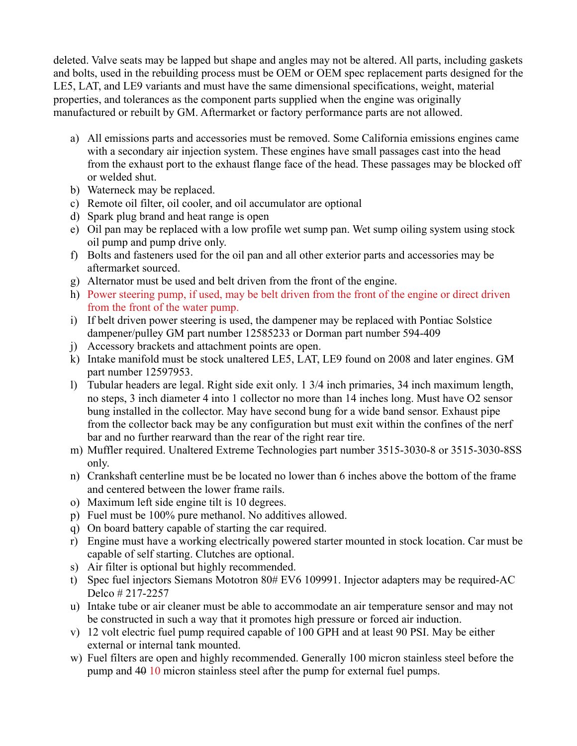deleted. Valve seats may be lapped but shape and angles may not be altered. All parts, including gaskets and bolts, used in the rebuilding process must be OEM or OEM spec replacement parts designed for the LE5, LAT, and LE9 variants and must have the same dimensional specifications, weight, material properties, and tolerances as the component parts supplied when the engine was originally manufactured or rebuilt by GM. Aftermarket or factory performance parts are not allowed.

a) All emissions parts and accessories must be removed. Some California emissions engines came with a secondary air injection system. These engines have small passages cast into the head from the exhaust port to the exhaust flange face of the head. These passages may be blocked off or welded shut.
b) Waterneck may be replaced.
c) Remote oil filter, oil cooler, and oil accumulator are optional
d) Spark plug brand and heat range is open
e) Oil pan may be replaced with a low profile wet sump pan. Wet sump oiling system using stock oil pump and pump drive only.
f) Bolts and fasteners used for the oil pan and all other exterior parts and accessories may be aftermarket sourced.
g) Alternator must be used and belt driven from the front of the engine.
h) Power steering pump, if used, may be belt driven from the front of the engine or direct driven from the front of the water pump.
i) If belt driven power steering is used, the dampener may be replaced with Pontiac Solstice dampener/pulley GM part number 12585233 or Dorman part number 594-409
j) Accessory brackets and attachment points are open.
k) Intake manifold must be stock unaltered LE5, LAT, LE9 found on 2008 and later engines. GM part number 12597953.
l) Tubular headers are legal. Right side exit only. 1 3/4 inch primaries, 34 inch maximum length, no steps, 3 inch diameter 4 into 1 collector no more than 14 inches long. Must have O2 sensor bung installed in the collector. May have second bung for a wide band sensor. Exhaust pipe from the collector back may be any configuration but must exit within the confines of the nerf bar and no further rearward than the rear of the right rear tire.
m) Muffler required. Unaltered Extreme Technologies part number 3515-3030-8 or 3515-3030-8SS only.
n) Crankshaft centerline must be be located no lower than 6 inches above the bottom of the frame and centered between the lower frame rails.
o) Maximum left side engine tilt is 10 degrees.
p) Fuel must be 100% pure methanol. No additives allowed.
q) On board battery capable of starting the car required.
r) Engine must have a working electrically powered starter mounted in stock location. Car must be capable of self starting. Clutches are optional.
s) Air filter is optional but highly recommended.
t) Spec fuel injectors Siemans Mototron 80# EV6 109991. Injector adapters may be required-AC Delco # 217-2257
u) Intake tube or air cleaner must be able to accommodate an air temperature sensor and may not be constructed in such a way that it promotes high pressure or forced air induction.
v) 12 volt electric fuel pump required capable of 100 GPH and at least 90 PSI. May be either external or internal tank mounted.
w) Fuel filters are open and highly recommended. Generally 100 micron stainless steel before the pump and ~~40~~ 10 micron stainless steel after the pump for external fuel pumps.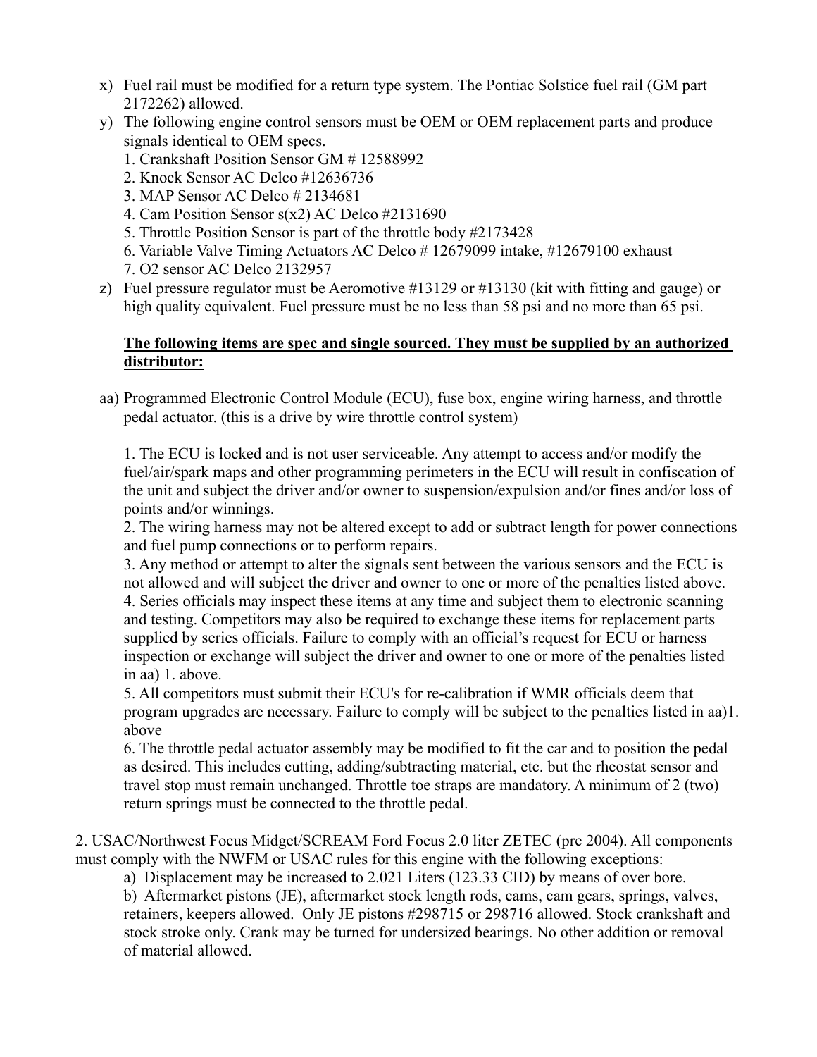x) Fuel rail must be modified for a return type system. The Pontiac Solstice fuel rail (GM part 2172262) allowed.

y) The following engine control sensors must be OEM or OEM replacement parts and produce signals identical to OEM specs.
   1. Crankshaft Position Sensor GM # 12588992
   2. Knock Sensor AC Delco #12636736
   3. MAP Sensor AC Delco # 2134681
   4. Cam Position Sensor s(x2) AC Delco #2131690
   5. Throttle Position Sensor is part of the throttle body #2173428
   6. Variable Valve Timing Actuators AC Delco # 12679099 intake, #12679100 exhaust
   7. O2 sensor AC Delco 2132957

z) Fuel pressure regulator must be Aeromotive #13129 or #13130 (kit with fitting and gauge) or high quality equivalent. Fuel pressure must be no less than 58 psi and no more than 65 psi.

**The following items are spec and single sourced. They must be supplied by an authorized distributor:**

aa) Programmed Electronic Control Module (ECU), fuse box, engine wiring harness, and throttle pedal actuator. (this is a drive by wire throttle control system)

   1. The ECU is locked and is not user serviceable. Any attempt to access and/or modify the fuel/air/spark maps and other programming perimeters in the ECU will result in confiscation of the unit and subject the driver and/or owner to suspension/expulsion and/or fines and/or loss of points and/or winnings.
   2. The wiring harness may not be altered except to add or subtract length for power connections and fuel pump connections or to perform repairs.
   3. Any method or attempt to alter the signals sent between the various sensors and the ECU is not allowed and will subject the driver and owner to one or more of the penalties listed above.
   4. Series officials may inspect these items at any time and subject them to electronic scanning and testing. Competitors may also be required to exchange these items for replacement parts supplied by series officials. Failure to comply with an official's request for ECU or harness inspection or exchange will subject the driver and owner to one or more of the penalties listed in aa) 1. above.
   5. All competitors must submit their ECU's for re-calibration if WMR officials deem that program upgrades are necessary. Failure to comply will be subject to the penalties listed in aa)1. above
   6. The throttle pedal actuator assembly may be modified to fit the car and to position the pedal as desired. This includes cutting, adding/subtracting material, etc. but the rheostat sensor and travel stop must remain unchanged. Throttle toe straps are mandatory. A minimum of 2 (two) return springs must be connected to the throttle pedal.

2. USAC/Northwest Focus Midget/SCREAM Ford Focus 2.0 liter ZETEC (pre 2004). All components must comply with the NWFM or USAC rules for this engine with the following exceptions:

   a) Displacement may be increased to 2.021 Liters (123.33 CID) by means of over bore.

   b) Aftermarket pistons (JE), aftermarket stock length rods, cams, cam gears, springs, valves, retainers, keepers allowed. Only JE pistons #298715 or 298716 allowed. Stock crankshaft and stock stroke only. Crank may be turned for undersized bearings. No other addition or removal of material allowed.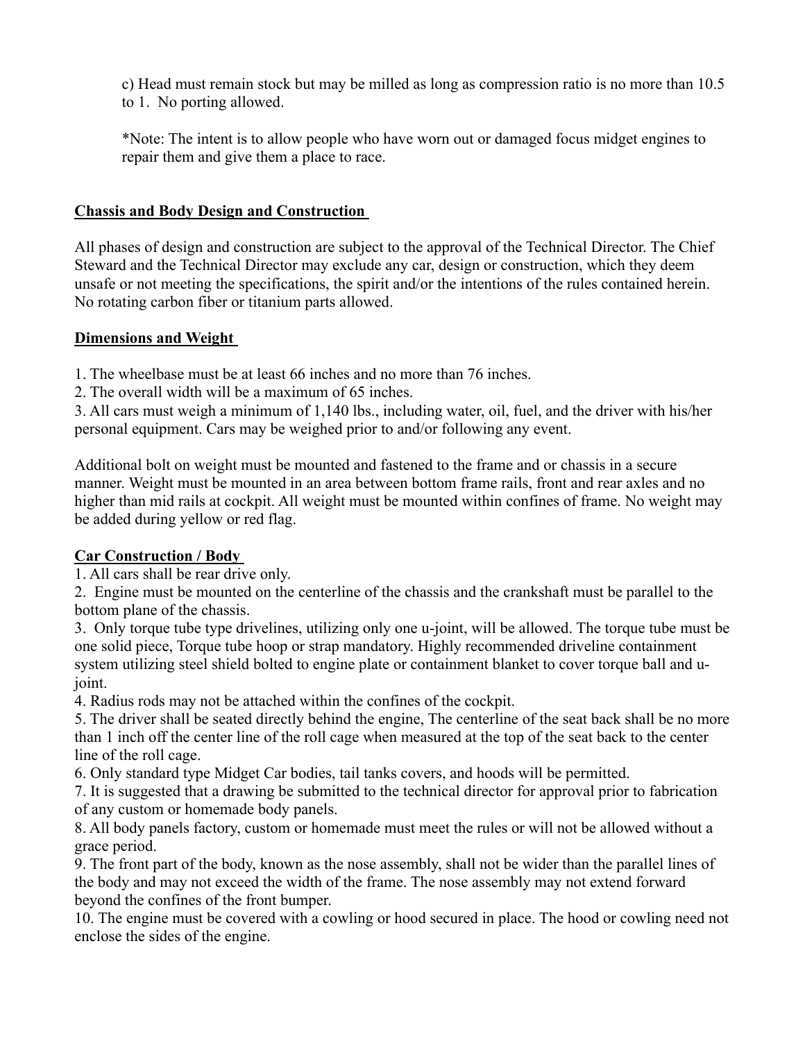c) Head must remain stock but may be milled as long as compression ratio is no more than 10.5 to 1. No porting allowed.

*Note: The intent is to allow people who have worn out or damaged focus midget engines to repair them and give them a place to race.

## Chassis and Body Design and Construction

All phases of design and construction are subject to the approval of the Technical Director. The Chief Steward and the Technical Director may exclude any car, design or construction, which they deem unsafe or not meeting the specifications, the spirit and/or the intentions of the rules contained herein. No rotating carbon fiber or titanium parts allowed.

## Dimensions and Weight

1. The wheelbase must be at least 66 inches and no more than 76 inches.
2. The overall width will be a maximum of 65 inches.
3. All cars must weigh a minimum of 1,140 lbs., including water, oil, fuel, and the driver with his/her personal equipment. Cars may be weighed prior to and/or following any event.

Additional bolt on weight must be mounted and fastened to the frame and or chassis in a secure manner. Weight must be mounted in an area between bottom frame rails, front and rear axles and no higher than mid rails at cockpit. All weight must be mounted within confines of frame. No weight may be added during yellow or red flag.

## Car Construction / Body

1. All cars shall be rear drive only.
2. Engine must be mounted on the centerline of the chassis and the crankshaft must be parallel to the bottom plane of the chassis.
3. Only torque tube type drivelines, utilizing only one u-joint, will be allowed. The torque tube must be one solid piece, Torque tube hoop or strap mandatory. Highly recommended driveline containment system utilizing steel shield bolted to engine plate or containment blanket to cover torque ball and u-joint.
4. Radius rods may not be attached within the confines of the cockpit.
5. The driver shall be seated directly behind the engine, The centerline of the seat back shall be no more than 1 inch off the center line of the roll cage when measured at the top of the seat back to the center line of the roll cage.
6. Only standard type Midget Car bodies, tail tanks covers, and hoods will be permitted.
7. It is suggested that a drawing be submitted to the technical director for approval prior to fabrication of any custom or homemade body panels.
8. All body panels factory, custom or homemade must meet the rules or will not be allowed without a grace period.
9. The front part of the body, known as the nose assembly, shall not be wider than the parallel lines of the body and may not exceed the width of the frame. The nose assembly may not extend forward beyond the confines of the front bumper.
10. The engine must be covered with a cowling or hood secured in place. The hood or cowling need not enclose the sides of the engine.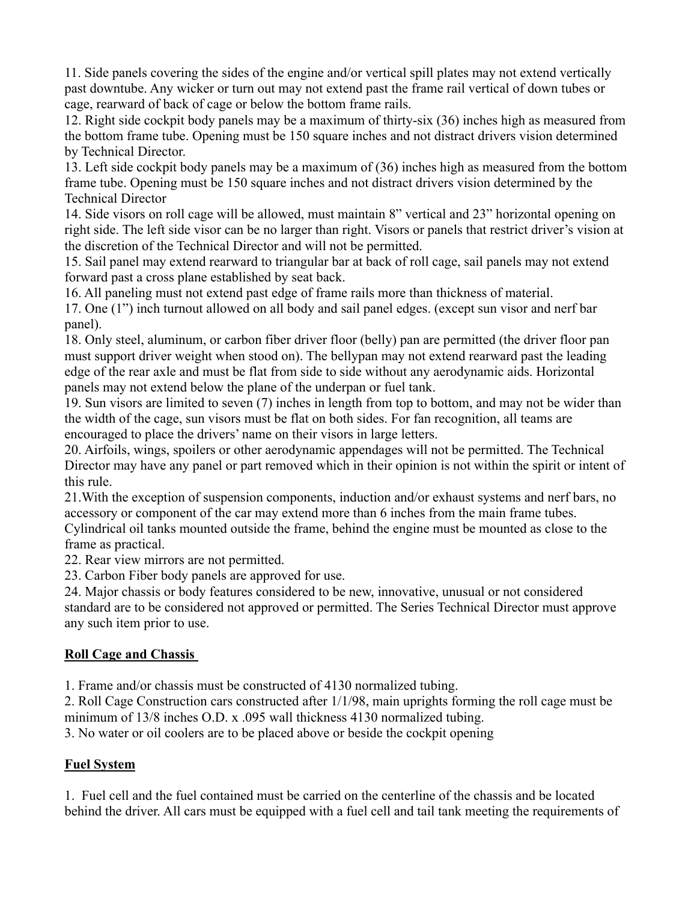11. Side panels covering the sides of the engine and/or vertical spill plates may not extend vertically past downtube. Any wicker or turn out may not extend past the frame rail vertical of down tubes or cage, rearward of back of cage or below the bottom frame rails.
12. Right side cockpit body panels may be a maximum of thirty-six (36) inches high as measured from the bottom frame tube. Opening must be 150 square inches and not distract drivers vision determined by Technical Director.
13. Left side cockpit body panels may be a maximum of (36) inches high as measured from the bottom frame tube. Opening must be 150 square inches and not distract drivers vision determined by the Technical Director
14. Side visors on roll cage will be allowed, must maintain 8" vertical and 23" horizontal opening on right side. The left side visor can be no larger than right. Visors or panels that restrict driver's vision at the discretion of the Technical Director and will not be permitted.
15. Sail panel may extend rearward to triangular bar at back of roll cage, sail panels may not extend forward past a cross plane established by seat back.
16. All paneling must not extend past edge of frame rails more than thickness of material.
17. One (1") inch turnout allowed on all body and sail panel edges. (except sun visor and nerf bar panel).
18. Only steel, aluminum, or carbon fiber driver floor (belly) pan are permitted (the driver floor pan must support driver weight when stood on). The bellypan may not extend rearward past the leading edge of the rear axle and must be flat from side to side without any aerodynamic aids. Horizontal panels may not extend below the plane of the underpan or fuel tank.
19. Sun visors are limited to seven (7) inches in length from top to bottom, and may not be wider than the width of the cage, sun visors must be flat on both sides. For fan recognition, all teams are encouraged to place the drivers' name on their visors in large letters.
20. Airfoils, wings, spoilers or other aerodynamic appendages will not be permitted. The Technical Director may have any panel or part removed which in their opinion is not within the spirit or intent of this rule.
21. With the exception of suspension components, induction and/or exhaust systems and nerf bars, no accessory or component of the car may extend more than 6 inches from the main frame tubes. Cylindrical oil tanks mounted outside the frame, behind the engine must be mounted as close to the frame as practical.
22. Rear view mirrors are not permitted.
23. Carbon Fiber body panels are approved for use.
24. Major chassis or body features considered to be new, innovative, unusual or not considered standard are to be considered not approved or permitted. The Series Technical Director must approve any such item prior to use.

## Roll Cage and Chassis

1. Frame and/or chassis must be constructed of 4130 normalized tubing.
2. Roll Cage Construction cars constructed after 1/1/98, main uprights forming the roll cage must be minimum of 13/8 inches O.D. x .095 wall thickness 4130 normalized tubing.
3. No water or oil coolers are to be placed above or beside the cockpit opening

## Fuel System

1. Fuel cell and the fuel contained must be carried on the centerline of the chassis and be located behind the driver. All cars must be equipped with a fuel cell and tail tank meeting the requirements of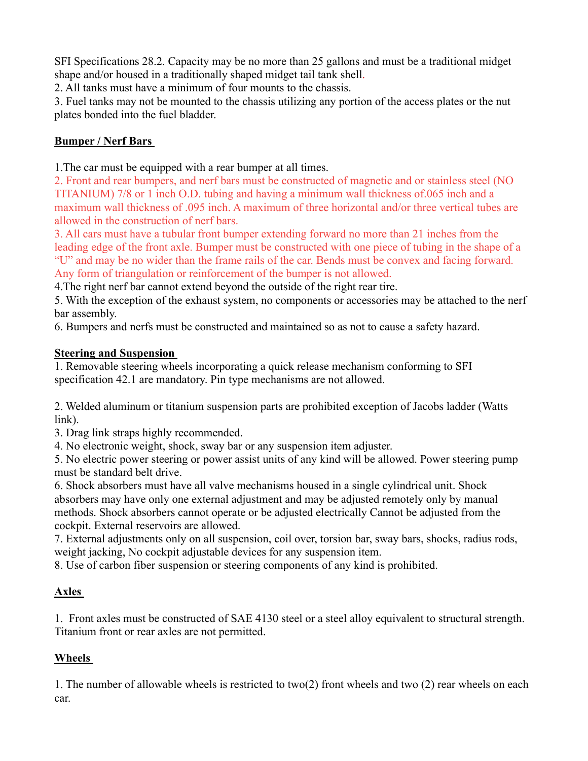SFI Specifications 28.2. Capacity may be no more than 25 gallons and must be a traditional midget shape and/or housed in a traditionally shaped midget tail tank shell.
2. All tanks must have a minimum of four mounts to the chassis.
3. Fuel tanks may not be mounted to the chassis utilizing any portion of the access plates or the nut plates bonded into the fuel bladder.

## Bumper / Nerf Bars

1.The car must be equipped with a rear bumper at all times.
2. Front and rear bumpers, and nerf bars must be constructed of magnetic and or stainless steel (NO TITANIUM) 7/8 or 1 inch O.D. tubing and having a minimum wall thickness of.065 inch and a maximum wall thickness of .095 inch. A maximum of three horizontal and/or three vertical tubes are allowed in the construction of nerf bars.
3. All cars must have a tubular front bumper extending forward no more than 21 inches from the leading edge of the front axle. Bumper must be constructed with one piece of tubing in the shape of a "U" and may be no wider than the frame rails of the car. Bends must be convex and facing forward. Any form of triangulation or reinforcement of the bumper is not allowed.
4.The right nerf bar cannot extend beyond the outside of the right rear tire.
5. With the exception of the exhaust system, no components or accessories may be attached to the nerf bar assembly.
6. Bumpers and nerfs must be constructed and maintained so as not to cause a safety hazard.

## Steering and Suspension

1. Removable steering wheels incorporating a quick release mechanism conforming to SFI specification 42.1 are mandatory. Pin type mechanisms are not allowed.

2. Welded aluminum or titanium suspension parts are prohibited exception of Jacobs ladder (Watts link).
3. Drag link straps highly recommended.
4. No electronic weight, shock, sway bar or any suspension item adjuster.
5. No electric power steering or power assist units of any kind will be allowed. Power steering pump must be standard belt drive.
6. Shock absorbers must have all valve mechanisms housed in a single cylindrical unit. Shock absorbers may have only one external adjustment and may be adjusted remotely only by manual methods. Shock absorbers cannot operate or be adjusted electrically Cannot be adjusted from the cockpit. External reservoirs are allowed.
7. External adjustments only on all suspension, coil over, torsion bar, sway bars, shocks, radius rods, weight jacking, No cockpit adjustable devices for any suspension item.
8. Use of carbon fiber suspension or steering components of any kind is prohibited.

## Axles

1. Front axles must be constructed of SAE 4130 steel or a steel alloy equivalent to structural strength. Titanium front or rear axles are not permitted.

## Wheels

1. The number of allowable wheels is restricted to two(2) front wheels and two (2) rear wheels on each car.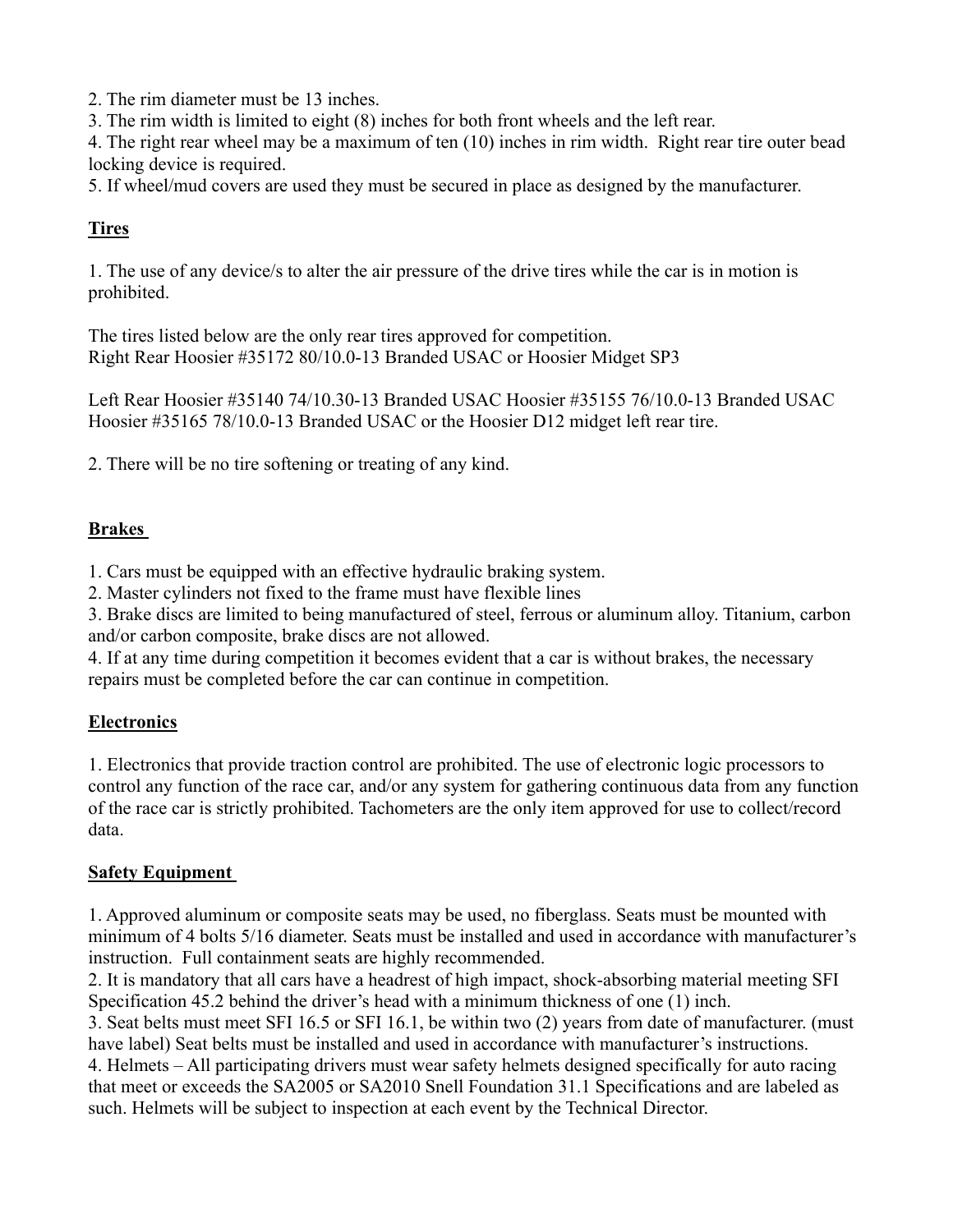2. The rim diameter must be 13 inches.
3. The rim width is limited to eight (8) inches for both front wheels and the left rear.
4. The right rear wheel may be a maximum of ten (10) inches in rim width. Right rear tire outer bead locking device is required.
5. If wheel/mud covers are used they must be secured in place as designed by the manufacturer.

## Tires

1. The use of any device/s to alter the air pressure of the drive tires while the car is in motion is prohibited.

The tires listed below are the only rear tires approved for competition.
Right Rear Hoosier #35172 80/10.0-13 Branded USAC or Hoosier Midget SP3

Left Rear Hoosier #35140 74/10.30-13 Branded USAC Hoosier #35155 76/10.0-13 Branded USAC Hoosier #35165 78/10.0-13 Branded USAC or the Hoosier D12 midget left rear tire.

2. There will be no tire softening or treating of any kind.

## Brakes

1. Cars must be equipped with an effective hydraulic braking system.
2. Master cylinders not fixed to the frame must have flexible lines
3. Brake discs are limited to being manufactured of steel, ferrous or aluminum alloy. Titanium, carbon and/or carbon composite, brake discs are not allowed.
4. If at any time during competition it becomes evident that a car is without brakes, the necessary repairs must be completed before the car can continue in competition.

## Electronics

1. Electronics that provide traction control are prohibited. The use of electronic logic processors to control any function of the race car, and/or any system for gathering continuous data from any function of the race car is strictly prohibited. Tachometers are the only item approved for use to collect/record data.

## Safety Equipment

1. Approved aluminum or composite seats may be used, no fiberglass. Seats must be mounted with minimum of 4 bolts 5/16 diameter. Seats must be installed and used in accordance with manufacturer's instruction. Full containment seats are highly recommended.
2. It is mandatory that all cars have a headrest of high impact, shock-absorbing material meeting SFI Specification 45.2 behind the driver's head with a minimum thickness of one (1) inch.
3. Seat belts must meet SFI 16.5 or SFI 16.1, be within two (2) years from date of manufacturer. (must have label) Seat belts must be installed and used in accordance with manufacturer's instructions.
4. Helmets – All participating drivers must wear safety helmets designed specifically for auto racing that meet or exceeds the SA2005 or SA2010 Snell Foundation 31.1 Specifications and are labeled as such. Helmets will be subject to inspection at each event by the Technical Director.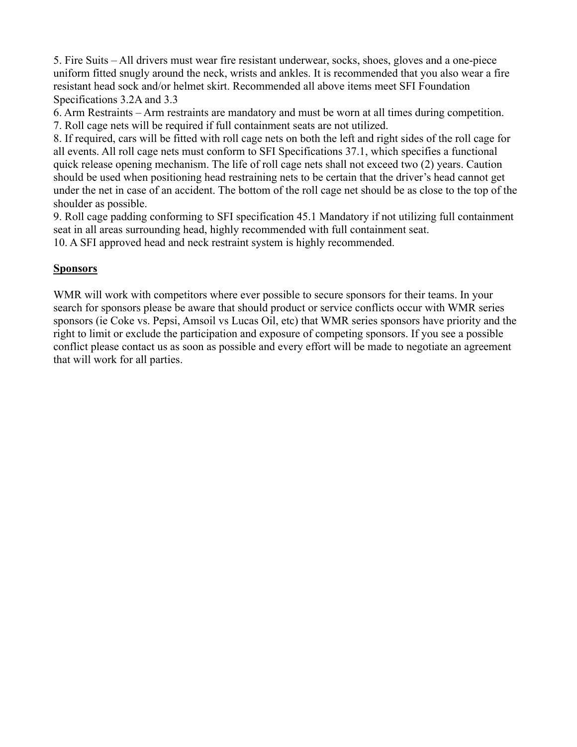5. Fire Suits – All drivers must wear fire resistant underwear, socks, shoes, gloves and a one-piece uniform fitted snugly around the neck, wrists and ankles. It is recommended that you also wear a fire resistant head sock and/or helmet skirt. Recommended all above items meet SFI Foundation Specifications 3.2A and 3.3

6. Arm Restraints – Arm restraints are mandatory and must be worn at all times during competition.

7. Roll cage nets will be required if full containment seats are not utilized.

8. If required, cars will be fitted with roll cage nets on both the left and right sides of the roll cage for all events. All roll cage nets must conform to SFI Specifications 37.1, which specifies a functional quick release opening mechanism. The life of roll cage nets shall not exceed two (2) years. Caution should be used when positioning head restraining nets to be certain that the driver's head cannot get under the net in case of an accident. The bottom of the roll cage net should be as close to the top of the shoulder as possible.

9. Roll cage padding conforming to SFI specification 45.1 Mandatory if not utilizing full containment seat in all areas surrounding head, highly recommended with full containment seat.

10. A SFI approved head and neck restraint system is highly recommended.

## Sponsors

WMR will work with competitors where ever possible to secure sponsors for their teams. In your search for sponsors please be aware that should product or service conflicts occur with WMR series sponsors (ie Coke vs. Pepsi, Amsoil vs Lucas Oil, etc) that WMR series sponsors have priority and the right to limit or exclude the participation and exposure of competing sponsors. If you see a possible conflict please contact us as soon as possible and every effort will be made to negotiate an agreement that will work for all parties.